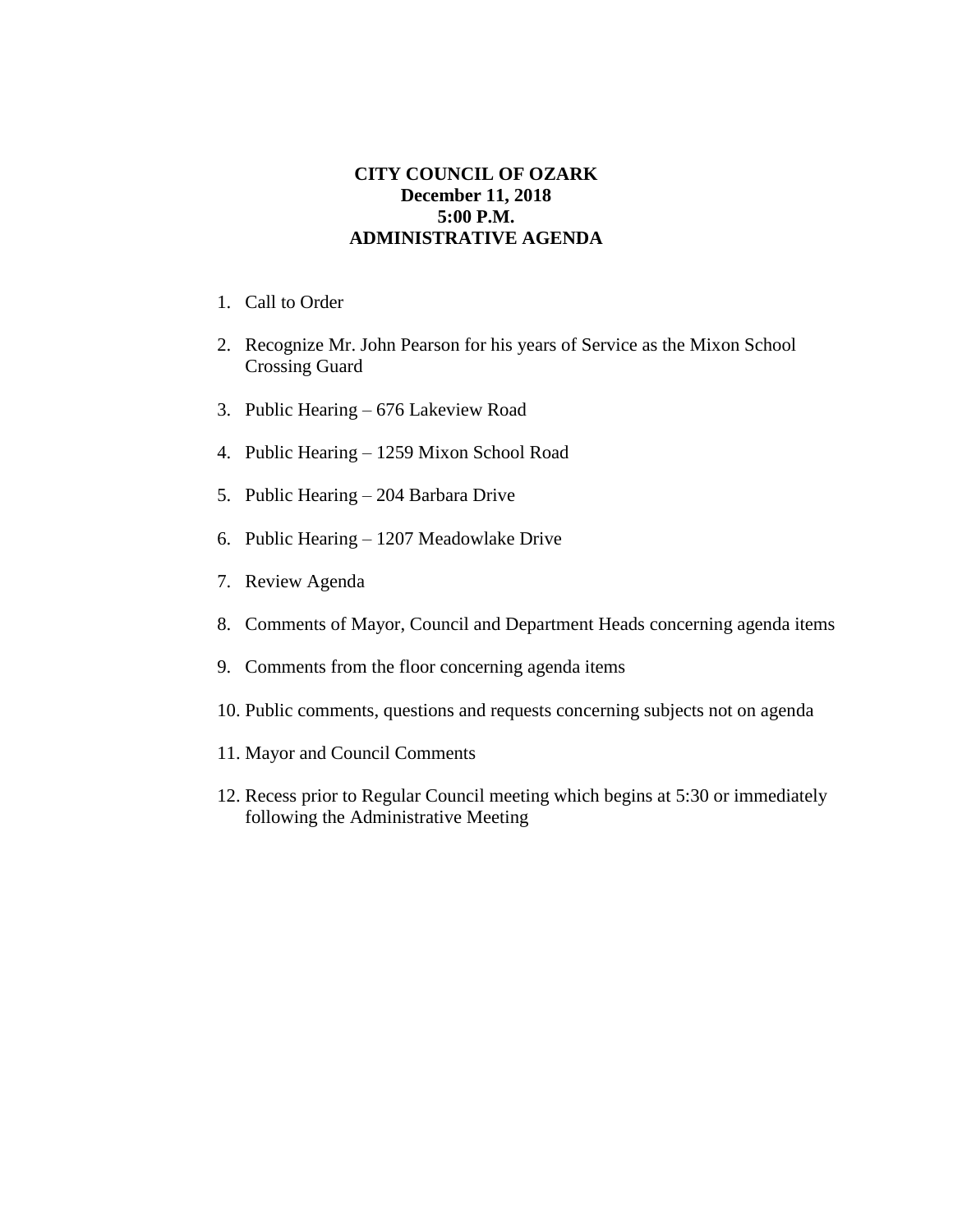**CITY COUNCIL OF OZARK**
**December 11, 2018**
**5:00 P.M.**
**ADMINISTRATIVE AGENDA**

1. Call to Order
2. Recognize Mr. John Pearson for his years of Service as the Mixon School Crossing Guard
3. Public Hearing – 676 Lakeview Road
4. Public Hearing – 1259 Mixon School Road
5. Public Hearing – 204 Barbara Drive
6. Public Hearing – 1207 Meadowlake Drive
7. Review Agenda
8. Comments of Mayor, Council and Department Heads concerning agenda items
9. Comments from the floor concerning agenda items
10. Public comments, questions and requests concerning subjects not on agenda
11. Mayor and Council Comments
12. Recess prior to Regular Council meeting which begins at 5:30 or immediately following the Administrative Meeting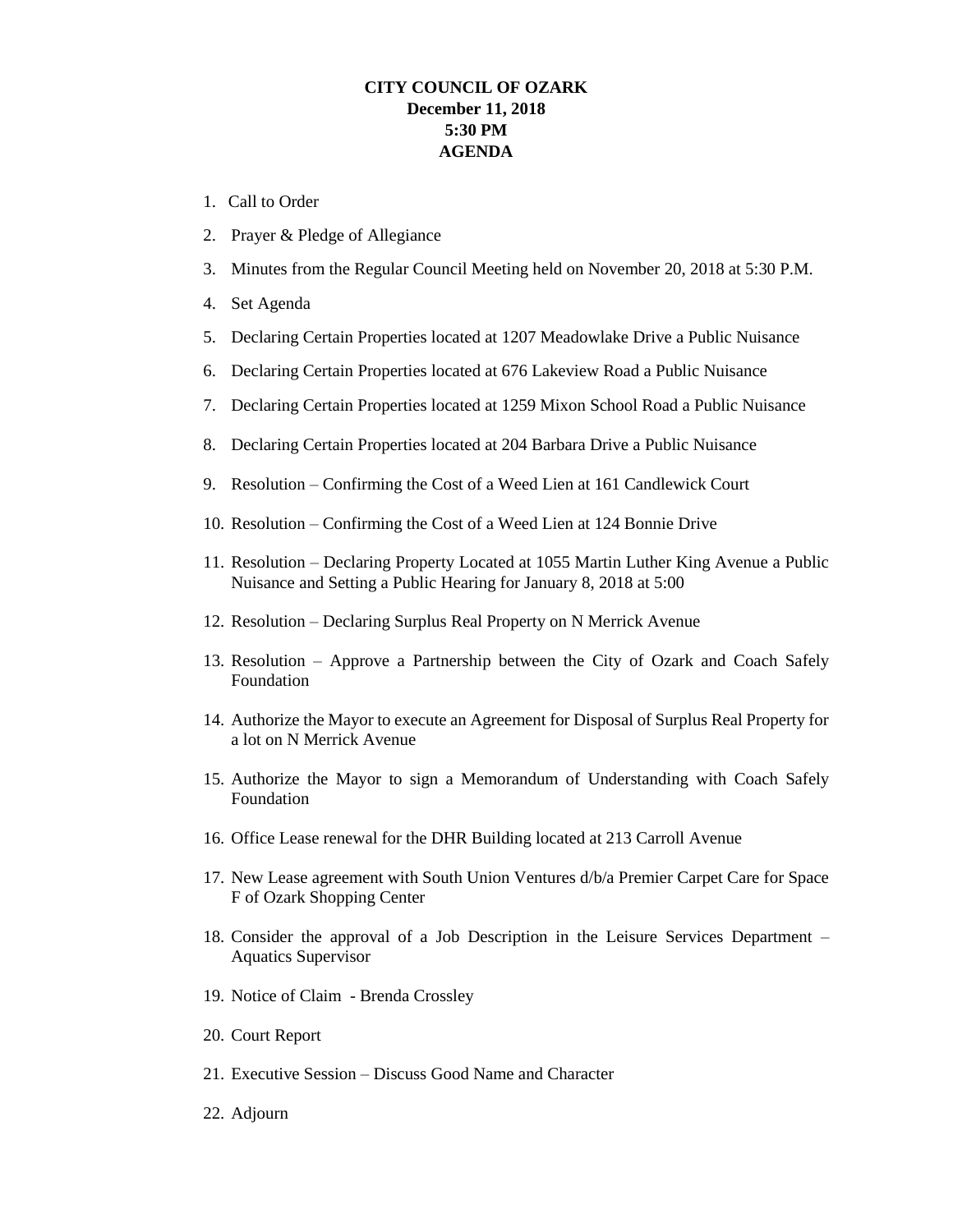**CITY COUNCIL OF OZARK**
**December 11, 2018**
**5:30 PM**
**AGENDA**

1. Call to Order
2. Prayer & Pledge of Allegiance
3. Minutes from the Regular Council Meeting held on November 20, 2018 at 5:30 P.M.
4. Set Agenda
5. Declaring Certain Properties located at 1207 Meadowlake Drive a Public Nuisance
6. Declaring Certain Properties located at 676 Lakeview Road a Public Nuisance
7. Declaring Certain Properties located at 1259 Mixon School Road a Public Nuisance
8. Declaring Certain Properties located at 204 Barbara Drive a Public Nuisance
9. Resolution – Confirming the Cost of a Weed Lien at 161 Candlewick Court
10. Resolution – Confirming the Cost of a Weed Lien at 124 Bonnie Drive
11. Resolution – Declaring Property Located at 1055 Martin Luther King Avenue a Public Nuisance and Setting a Public Hearing for January 8, 2018 at 5:00
12. Resolution – Declaring Surplus Real Property on N Merrick Avenue
13. Resolution – Approve a Partnership between the City of Ozark and Coach Safely Foundation
14. Authorize the Mayor to execute an Agreement for Disposal of Surplus Real Property for a lot on N Merrick Avenue
15. Authorize the Mayor to sign a Memorandum of Understanding with Coach Safely Foundation
16. Office Lease renewal for the DHR Building located at 213 Carroll Avenue
17. New Lease agreement with South Union Ventures d/b/a Premier Carpet Care for Space F of Ozark Shopping Center
18. Consider the approval of a Job Description in the Leisure Services Department – Aquatics Supervisor
19. Notice of Claim - Brenda Crossley
20. Court Report
21. Executive Session – Discuss Good Name and Character
22. Adjourn